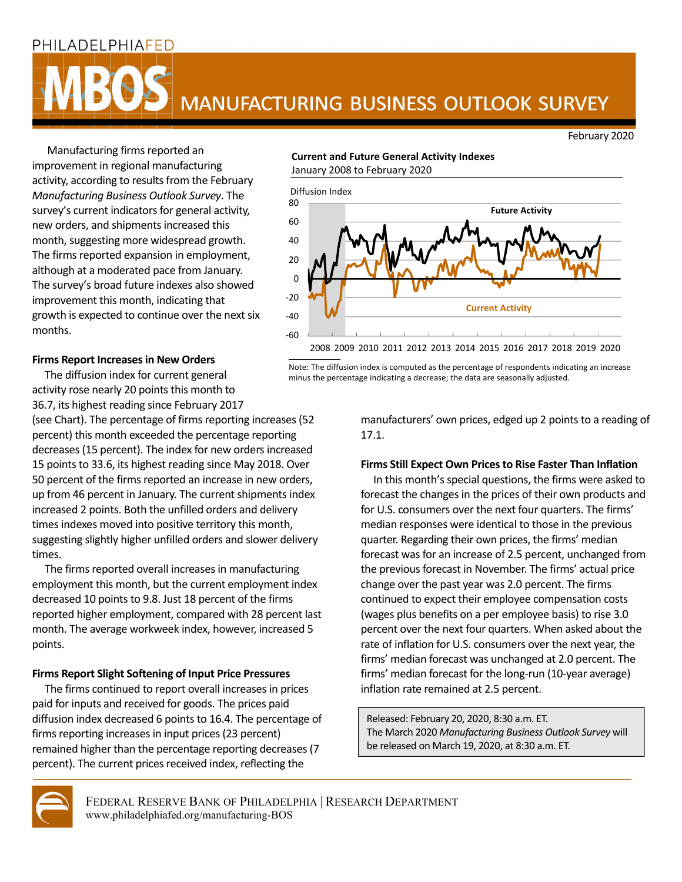PHILADELPHIAFED

# MBOS MANUFACTURING BUSINESS OUTLOOK SURVEY

February 2020

Manufacturing firms reported an improvement in regional manufacturing activity, according to results from the February *Manufacturing Business Outlook Survey*. The survey's current indicators for general activity, new orders, and shipments increased this month, suggesting more widespread growth. The firms reported expansion in employment, although at a moderated pace from January. The survey's broad future indexes also showed improvement this month, indicating that growth is expected to continue over the next six months.

**Current and Future General Activity Indexes**
January 2008 to February 2020

Note: The diffusion index is computed as the percentage of respondents indicating an increase minus the percentage indicating a decrease; the data are seasonally adjusted.

## Firms Report Increases in New Orders

The diffusion index for current general activity rose nearly 20 points this month to 36.7, its highest reading since February 2017 (see Chart). The percentage of firms reporting increases (52 percent) this month exceeded the percentage reporting decreases (15 percent). The index for new orders increased 15 points to 33.6, its highest reading since May 2018. Over 50 percent of the firms reported an increase in new orders, up from 46 percent in January. The current shipments index increased 2 points. Both the unfilled orders and delivery times indexes moved into positive territory this month, suggesting slightly higher unfilled orders and slower delivery times.

The firms reported overall increases in manufacturing employment this month, but the current employment index decreased 10 points to 9.8. Just 18 percent of the firms reported higher employment, compared with 28 percent last month. The average workweek index, however, increased 5 points.

## Firms Report Slight Softening of Input Price Pressures

The firms continued to report overall increases in prices paid for inputs and received for goods. The prices paid diffusion index decreased 6 points to 16.4. The percentage of firms reporting increases in input prices (23 percent) remained higher than the percentage reporting decreases (7 percent). The current prices received index, reflecting the manufacturers' own prices, edged up 2 points to a reading of 17.1.

## Firms Still Expect Own Prices to Rise Faster Than Inflation

In this month's special questions, the firms were asked to forecast the changes in the prices of their own products and for U.S. consumers over the next four quarters. The firms' median responses were identical to those in the previous quarter. Regarding their own prices, the firms' median forecast was for an increase of 2.5 percent, unchanged from the previous forecast in November. The firms' actual price change over the past year was 2.0 percent. The firms continued to expect their employee compensation costs (wages plus benefits on a per employee basis) to rise 3.0 percent over the next four quarters. When asked about the rate of inflation for U.S. consumers over the next year, the firms' median forecast was unchanged at 2.0 percent. The firms' median forecast for the long-run (10-year average) inflation rate remained at 2.5 percent.

Released: February 20, 2020, 8:30 a.m. ET.
The March 2020 *Manufacturing Business Outlook Survey* will be released on March 19, 2020, at 8:30 a.m. ET.

FEDERAL RESERVE BANK OF PHILADELPHIA | RESEARCH DEPARTMENT
www.philadelphiafed.org/manufacturing-BOS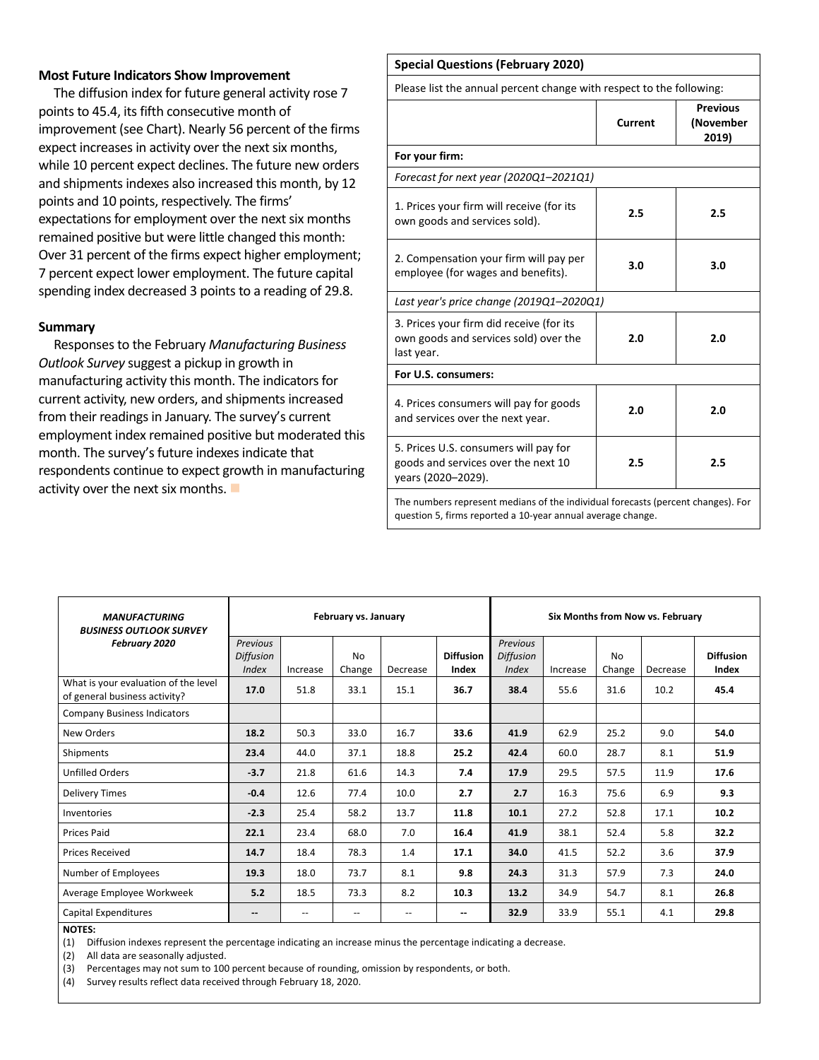## Most Future Indicators Show Improvement

The diffusion index for future general activity rose 7 points to 45.4, its fifth consecutive month of improvement (see Chart). Nearly 56 percent of the firms expect increases in activity over the next six months, while 10 percent expect declines. The future new orders and shipments indexes also increased this month, by 12 points and 10 points, respectively. The firms' expectations for employment over the next six months remained positive but were little changed this month: Over 31 percent of the firms expect higher employment; 7 percent expect lower employment. The future capital spending index decreased 3 points to a reading of 29.8.

## Summary

Responses to the February *Manufacturing Business Outlook Survey* suggest a pickup in growth in manufacturing activity this month. The indicators for current activity, new orders, and shipments increased from their readings in January. The survey's current employment index remained positive but moderated this month. The survey's future indexes indicate that respondents continue to expect growth in manufacturing activity over the next six months.

**Special Questions (February 2020)**

Please list the annual percent change with respect to the following:

| | Current | Previous (November 2019) |
|---|---|---|
| **For your firm:** | | |
| *Forecast for next year (2020Q1–2021Q1)* | | |
| 1. Prices your firm will receive (for its own goods and services sold). | **2.5** | **2.5** |
| 2. Compensation your firm will pay per employee (for wages and benefits). | **3.0** | **3.0** |
| *Last year's price change (2019Q1–2020Q1)* | | |
| 3. Prices your firm did receive (for its own goods and services sold) over the last year. | **2.0** | **2.0** |
| **For U.S. consumers:** | | |
| 4. Prices consumers will pay for goods and services over the next year. | **2.0** | **2.0** |
| 5. Prices U.S. consumers will pay for goods and services over the next 10 years (2020–2029). | **2.5** | **2.5** |

The numbers represent medians of the individual forecasts (percent changes). For question 5, firms reported a 10-year annual average change.

| ***MANUFACTURING BUSINESS OUTLOOK SURVEY February 2020*** | **February vs. January** | | | | | **Six Months from Now vs. February** | | | | |
|---|---|---|---|---|---|---|---|---|---|---|
| | *Previous Diffusion Index* | Increase | No Change | Decrease | **Diffusion Index** | *Previous Diffusion Index* | Increase | No Change | Decrease | **Diffusion Index** |
| What is your evaluation of the level of general business activity? | **17.0** | 51.8 | 33.1 | 15.1 | **36.7** | **38.4** | 55.6 | 31.6 | 10.2 | **45.4** |
| Company Business Indicators | | | | | | | | | | |
| New Orders | **18.2** | 50.3 | 33.0 | 16.7 | **33.6** | **41.9** | 62.9 | 25.2 | 9.0 | **54.0** |
| Shipments | **23.4** | 44.0 | 37.1 | 18.8 | **25.2** | **42.4** | 60.0 | 28.7 | 8.1 | **51.9** |
| Unfilled Orders | **-3.7** | 21.8 | 61.6 | 14.3 | **7.4** | **17.9** | 29.5 | 57.5 | 11.9 | **17.6** |
| Delivery Times | **-0.4** | 12.6 | 77.4 | 10.0 | **2.7** | **2.7** | 16.3 | 75.6 | 6.9 | **9.3** |
| Inventories | **-2.3** | 25.4 | 58.2 | 13.7 | **11.8** | **10.1** | 27.2 | 52.8 | 17.1 | **10.2** |
| Prices Paid | **22.1** | 23.4 | 68.0 | 7.0 | **16.4** | **41.9** | 38.1 | 52.4 | 5.8 | **32.2** |
| Prices Received | **14.7** | 18.4 | 78.3 | 1.4 | **17.1** | **34.0** | 41.5 | 52.2 | 3.6 | **37.9** |
| Number of Employees | **19.3** | 18.0 | 73.7 | 8.1 | **9.8** | **24.3** | 31.3 | 57.9 | 7.3 | **24.0** |
| Average Employee Workweek | **5.2** | 18.5 | 73.3 | 8.2 | **10.3** | **13.2** | 34.9 | 54.7 | 8.1 | **26.8** |
| Capital Expenditures | **--** | -- | -- | -- | **--** | **32.9** | 33.9 | 55.1 | 4.1 | **29.8** |

**NOTES:**

(1) Diffusion indexes represent the percentage indicating an increase minus the percentage indicating a decrease.

(2) All data are seasonally adjusted.

(3) Percentages may not sum to 100 percent because of rounding, omission by respondents, or both.

(4) Survey results reflect data received through February 18, 2020.